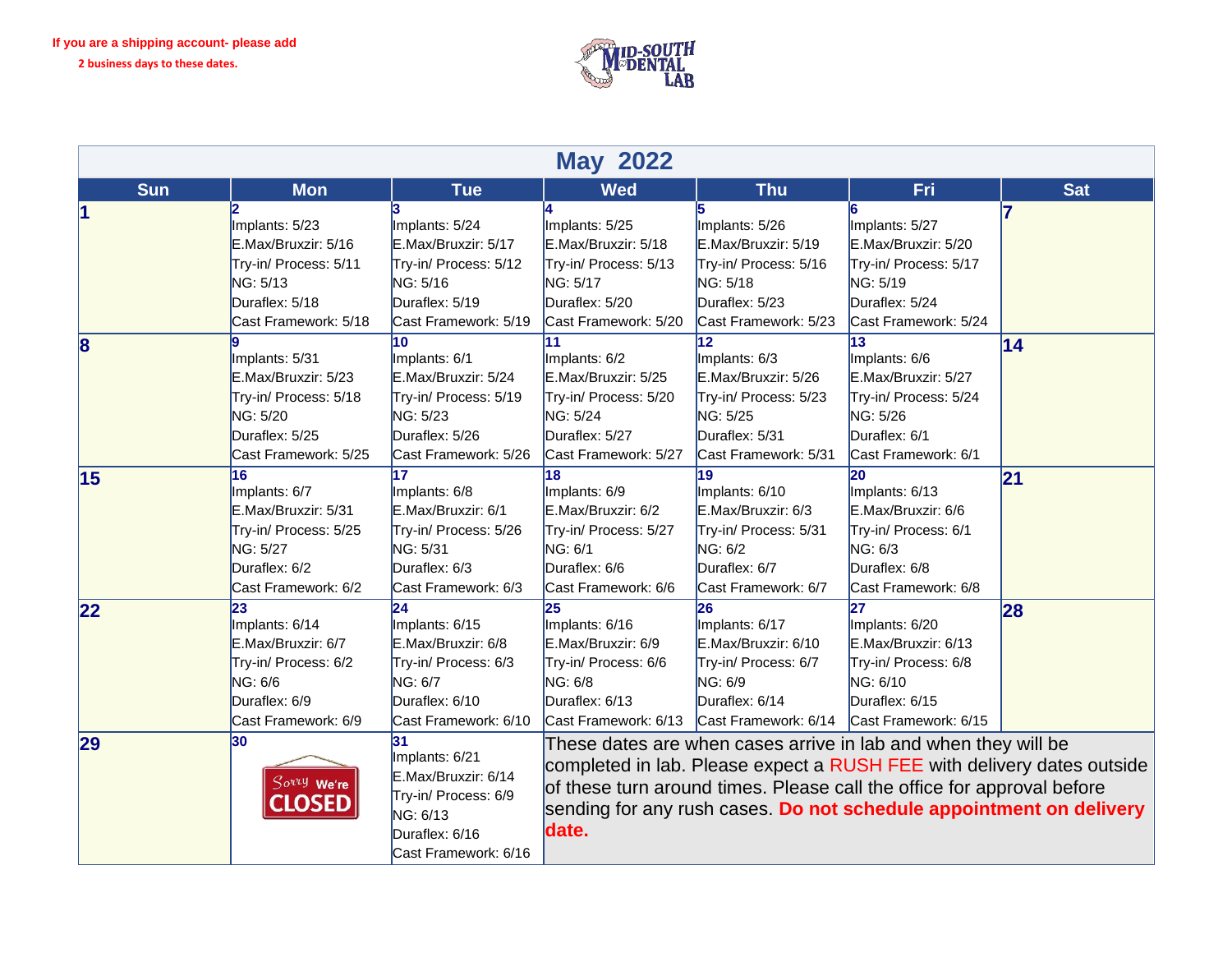**If you are a shipping account- please add 2 business days to these dates.**

MID-SOUTH DENTAL LAB

# May 2022

| Sun | Mon | Tue | Wed | Thu | Fri | Sat |
|---|---|---|---|---|---|---|
| 1 | 2<br>Implants: 5/23<br>E.Max/Bruxzir: 5/16<br>Try-in/ Process: 5/11<br>NG: 5/13<br>Duraflex: 5/18<br>Cast Framework: 5/18 | 3<br>Implants: 5/24<br>E.Max/Bruxzir: 5/17<br>Try-in/ Process: 5/12<br>NG: 5/16<br>Duraflex: 5/19<br>Cast Framework: 5/19 | 4<br>Implants: 5/25<br>E.Max/Bruxzir: 5/18<br>Try-in/ Process: 5/13<br>NG: 5/17<br>Duraflex: 5/20<br>Cast Framework: 5/20 | 5<br>Implants: 5/26<br>E.Max/Bruxzir: 5/19<br>Try-in/ Process: 5/16<br>NG: 5/18<br>Duraflex: 5/23<br>Cast Framework: 5/23 | 6<br>Implants: 5/27<br>E.Max/Bruxzir: 5/20<br>Try-in/ Process: 5/17<br>NG: 5/19<br>Duraflex: 5/24<br>Cast Framework: 5/24 | 7 |
| 8 | 9<br>Implants: 5/31<br>E.Max/Bruxzir: 5/23<br>Try-in/ Process: 5/18<br>NG: 5/20<br>Duraflex: 5/25<br>Cast Framework: 5/25 | 10<br>Implants: 6/1<br>E.Max/Bruxzir: 5/24<br>Try-in/ Process: 5/19<br>NG: 5/23<br>Duraflex: 5/26<br>Cast Framework: 5/26 | 11<br>Implants: 6/2<br>E.Max/Bruxzir: 5/25<br>Try-in/ Process: 5/20<br>NG: 5/24<br>Duraflex: 5/27<br>Cast Framework: 5/27 | 12<br>Implants: 6/3<br>E.Max/Bruxzir: 5/26<br>Try-in/ Process: 5/23<br>NG: 5/25<br>Duraflex: 5/31<br>Cast Framework: 5/31 | 13<br>Implants: 6/6<br>E.Max/Bruxzir: 5/27<br>Try-in/ Process: 5/24<br>NG: 5/26<br>Duraflex: 6/1<br>Cast Framework: 6/1 | 14 |
| 15 | 16<br>Implants: 6/7<br>E.Max/Bruxzir: 5/31<br>Try-in/ Process: 5/25<br>NG: 5/27<br>Duraflex: 6/2<br>Cast Framework: 6/2 | 17<br>Implants: 6/8<br>E.Max/Bruxzir: 6/1<br>Try-in/ Process: 5/26<br>NG: 5/31<br>Duraflex: 6/3<br>Cast Framework: 6/3 | 18<br>Implants: 6/9<br>E.Max/Bruxzir: 6/2<br>Try-in/ Process: 5/27<br>NG: 6/1<br>Duraflex: 6/6<br>Cast Framework: 6/6 | 19<br>Implants: 6/10<br>E.Max/Bruxzir: 6/3<br>Try-in/ Process: 5/31<br>NG: 6/2<br>Duraflex: 6/7<br>Cast Framework: 6/7 | 20<br>Implants: 6/13<br>E.Max/Bruxzir: 6/6<br>Try-in/ Process: 6/1<br>NG: 6/3<br>Duraflex: 6/8<br>Cast Framework: 6/8 | 21 |
| 22 | 23<br>Implants: 6/14<br>E.Max/Bruxzir: 6/7<br>Try-in/ Process: 6/2<br>NG: 6/6<br>Duraflex: 6/9<br>Cast Framework: 6/9 | 24<br>Implants: 6/15<br>E.Max/Bruxzir: 6/8<br>Try-in/ Process: 6/3<br>NG: 6/7<br>Duraflex: 6/10<br>Cast Framework: 6/10 | 25<br>Implants: 6/16<br>E.Max/Bruxzir: 6/9<br>Try-in/ Process: 6/6<br>NG: 6/8<br>Duraflex: 6/13<br>Cast Framework: 6/13 | 26<br>Implants: 6/17<br>E.Max/Bruxzir: 6/10<br>Try-in/ Process: 6/7<br>NG: 6/9<br>Duraflex: 6/14<br>Cast Framework: 6/14 | 27<br>Implants: 6/20<br>E.Max/Bruxzir: 6/13<br>Try-in/ Process: 6/8<br>NG: 6/10<br>Duraflex: 6/15<br>Cast Framework: 6/15 | 28 |
| 29 | 30<br>Sorry We're CLOSED | 31<br>Implants: 6/21<br>E.Max/Bruxzir: 6/14<br>Try-in/ Process: 6/9<br>NG: 6/13<br>Duraflex: 6/16<br>Cast Framework: 6/16 | | | | |

These dates are when cases arrive in lab and when they will be completed in lab. Please expect a RUSH FEE with delivery dates outside of these turn around times. Please call the office for approval before sending for any rush cases. **Do not schedule appointment on delivery date.**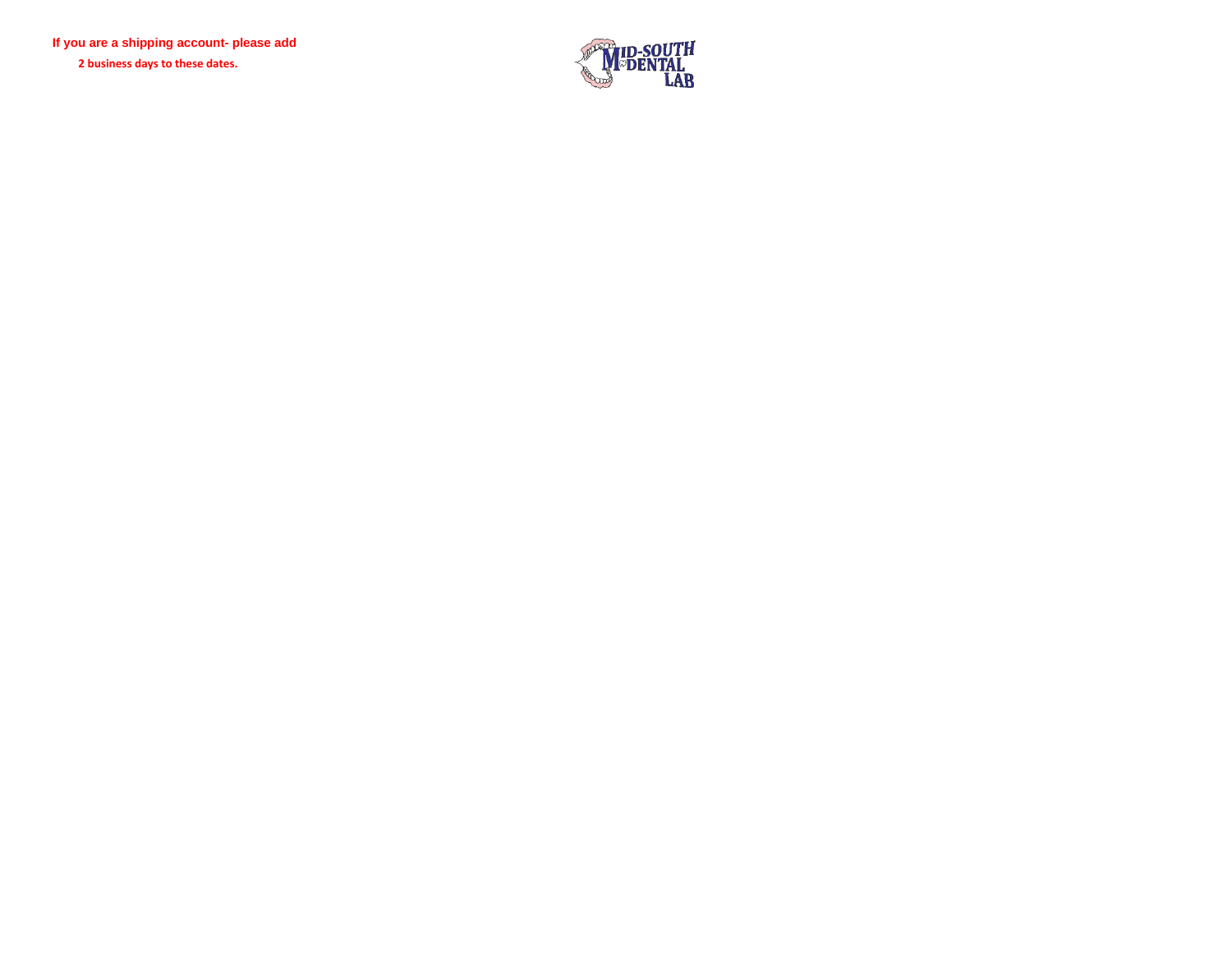**If you are a shipping account- please add**

**2 business days to these dates.**

MID-SOUTH DENTAL LAB